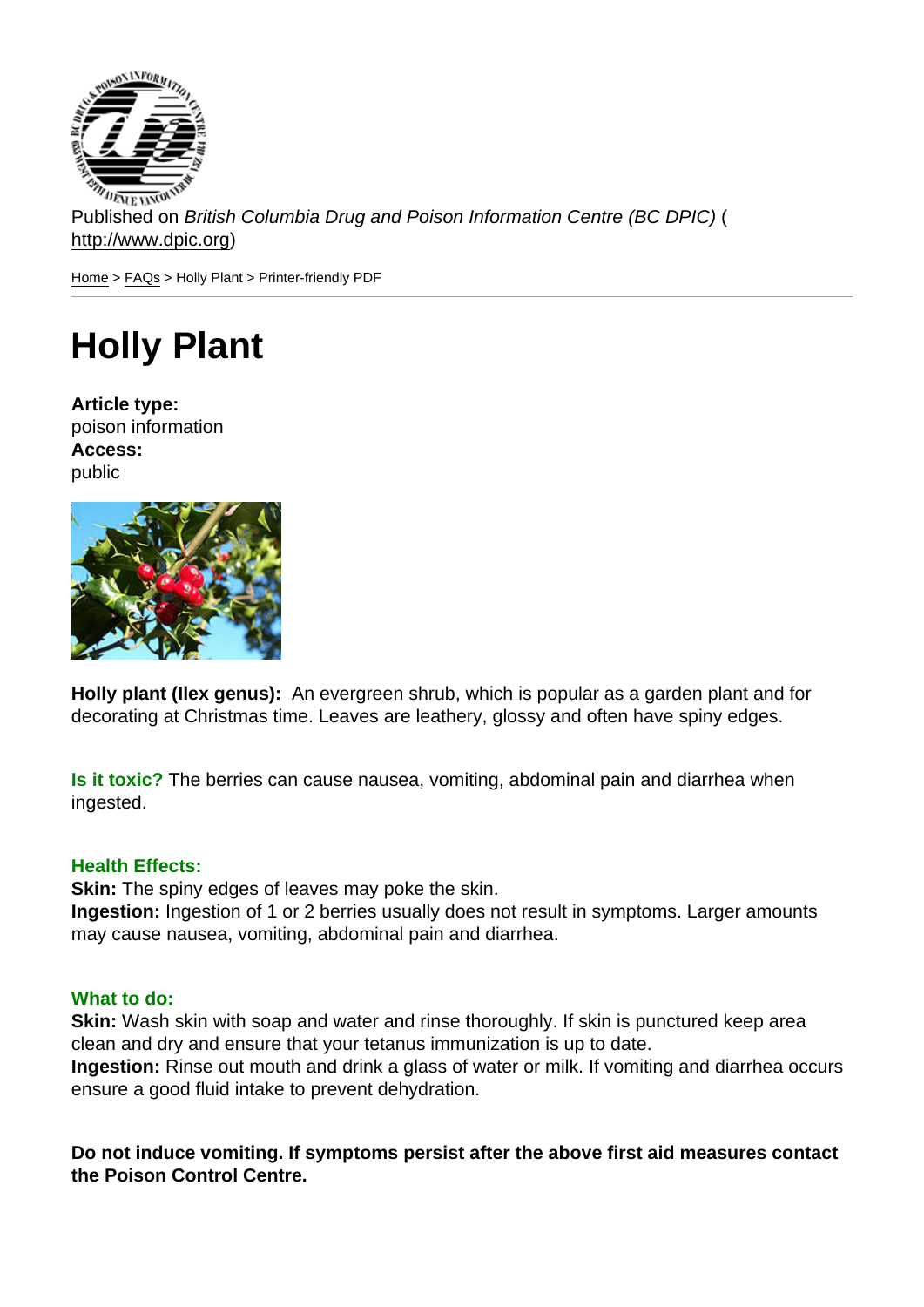Published on *British Columbia Drug and Poison Information Centre (BC DPIC)* (http://www.dpic.org)

Home > FAQs > Holly Plant > Printer-friendly PDF

# Holly Plant

**Article type:**
poison information
**Access:**
public

**Holly plant (Ilex genus):** An evergreen shrub, which is popular as a garden plant and for decorating at Christmas time. Leaves are leathery, glossy and often have spiny edges.

**Is it toxic?** The berries can cause nausea, vomiting, abdominal pain and diarrhea when ingested.

**Health Effects:**
**Skin:** The spiny edges of leaves may poke the skin.
**Ingestion:** Ingestion of 1 or 2 berries usually does not result in symptoms. Larger amounts may cause nausea, vomiting, abdominal pain and diarrhea.

**What to do:**
**Skin:** Wash skin with soap and water and rinse thoroughly. If skin is punctured keep area clean and dry and ensure that your tetanus immunization is up to date.
**Ingestion:** Rinse out mouth and drink a glass of water or milk. If vomiting and diarrhea occurs ensure a good fluid intake to prevent dehydration.

**Do not induce vomiting. If symptoms persist after the above first aid measures contact the Poison Control Centre.**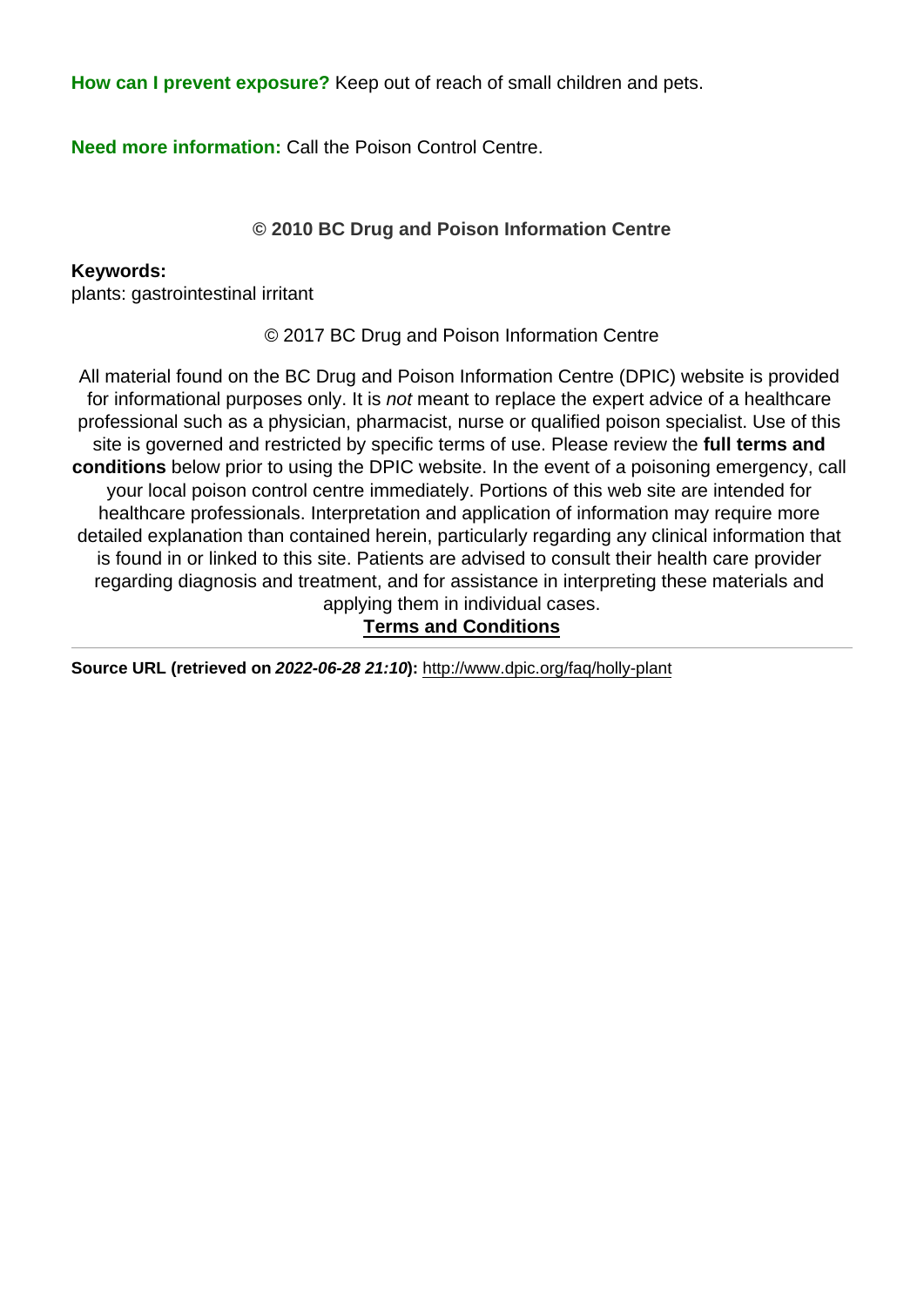**How can I prevent exposure?** Keep out of reach of small children and pets.

**Need more information:** Call the Poison Control Centre.

**© 2010 BC Drug and Poison Information Centre**

**Keywords:**
plants: gastrointestinal irritant

© 2017 BC Drug and Poison Information Centre

All material found on the BC Drug and Poison Information Centre (DPIC) website is provided for informational purposes only. It is *not* meant to replace the expert advice of a healthcare professional such as a physician, pharmacist, nurse or qualified poison specialist. Use of this site is governed and restricted by specific terms of use. Please review the **full terms and conditions** below prior to using the DPIC website. In the event of a poisoning emergency, call your local poison control centre immediately. Portions of this web site are intended for healthcare professionals. Interpretation and application of information may require more detailed explanation than contained herein, particularly regarding any clinical information that is found in or linked to this site. Patients are advised to consult their health care provider regarding diagnosis and treatment, and for assistance in interpreting these materials and applying them in individual cases.

**Terms and Conditions**

---

**Source URL (retrieved on *2022-06-28 21:10*):** http://www.dpic.org/faq/holly-plant